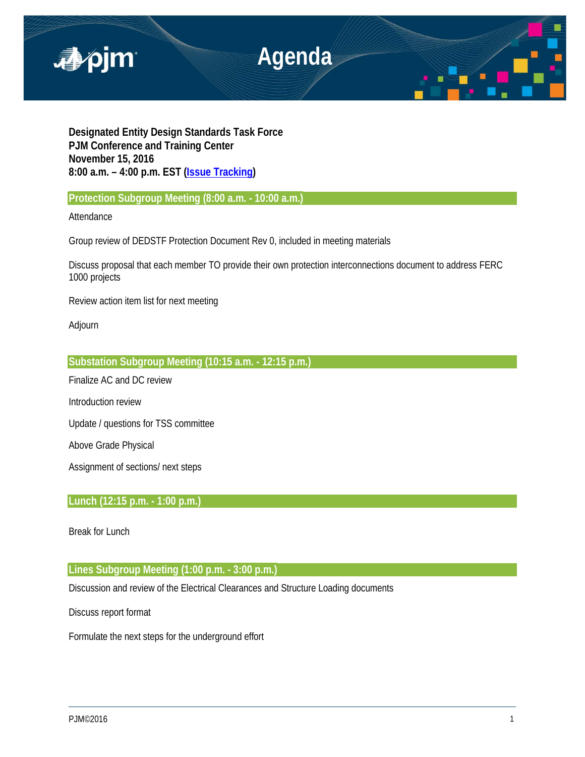# Agenda

**Designated Entity Design Standards Task Force**
**PJM Conference and Training Center**
**November 15, 2016**
**8:00 a.m. – 4:00 p.m. EST (Issue Tracking)**

## Protection Subgroup Meeting (8:00 a.m. - 10:00 a.m.)

Attendance

Group review of DEDSTF Protection Document Rev 0, included in meeting materials

Discuss proposal that each member TO provide their own protection interconnections document to address FERC 1000 projects

Review action item list for next meeting

Adjourn

## Substation Subgroup Meeting (10:15 a.m. - 12:15 p.m.)

Finalize AC and DC review

Introduction review

Update / questions for TSS committee

Above Grade Physical

Assignment of sections/ next steps

## Lunch (12:15 p.m. - 1:00 p.m.)

Break for Lunch

## Lines Subgroup Meeting (1:00 p.m. - 3:00 p.m.)

Discussion and review of the Electrical Clearances and Structure Loading documents

Discuss report format

Formulate the next steps for the underground effort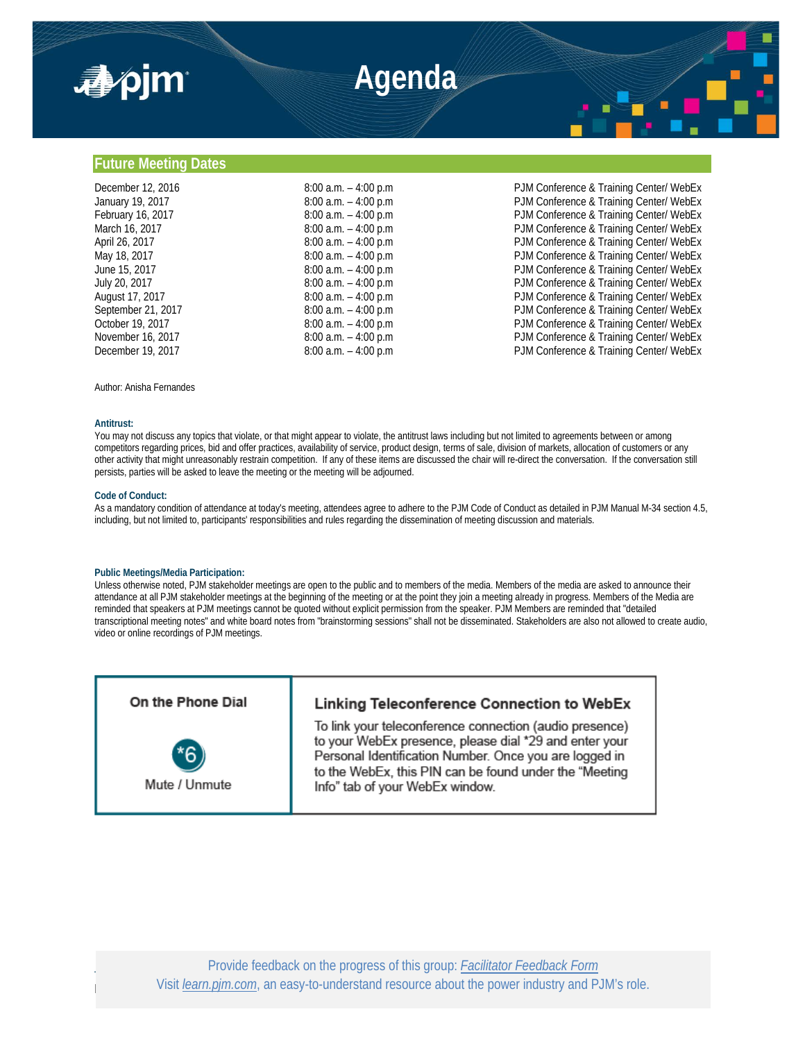# Agenda

## Future Meeting Dates

| | | |
|---|---|---|
| December 12, 2016 | 8:00 a.m. – 4:00 p.m | PJM Conference & Training Center/ WebEx |
| January 19, 2017 | 8:00 a.m. – 4:00 p.m | PJM Conference & Training Center/ WebEx |
| February 16, 2017 | 8:00 a.m. – 4:00 p.m | PJM Conference & Training Center/ WebEx |
| March 16, 2017 | 8:00 a.m. – 4:00 p.m | PJM Conference & Training Center/ WebEx |
| April 26, 2017 | 8:00 a.m. – 4:00 p.m | PJM Conference & Training Center/ WebEx |
| May 18, 2017 | 8:00 a.m. – 4:00 p.m | PJM Conference & Training Center/ WebEx |
| June 15, 2017 | 8:00 a.m. – 4:00 p.m | PJM Conference & Training Center/ WebEx |
| July 20, 2017 | 8:00 a.m. – 4:00 p.m | PJM Conference & Training Center/ WebEx |
| August 17, 2017 | 8:00 a.m. – 4:00 p.m | PJM Conference & Training Center/ WebEx |
| September 21, 2017 | 8:00 a.m. – 4:00 p.m | PJM Conference & Training Center/ WebEx |
| October 19, 2017 | 8:00 a.m. – 4:00 p.m | PJM Conference & Training Center/ WebEx |
| November 16, 2017 | 8:00 a.m. – 4:00 p.m | PJM Conference & Training Center/ WebEx |
| December 19, 2017 | 8:00 a.m. – 4:00 p.m | PJM Conference & Training Center/ WebEx |

Author: Anisha Fernandes

**Antitrust:**

You may not discuss any topics that violate, or that might appear to violate, the antitrust laws including but not limited to agreements between or among competitors regarding prices, bid and offer practices, availability of service, product design, terms of sale, division of markets, allocation of customers or any other activity that might unreasonably restrain competition. If any of these items are discussed the chair will re-direct the conversation. If the conversation still persists, parties will be asked to leave the meeting or the meeting will be adjourned.

**Code of Conduct:**

As a mandatory condition of attendance at today's meeting, attendees agree to adhere to the PJM Code of Conduct as detailed in PJM Manual M-34 section 4.5, including, but not limited to, participants' responsibilities and rules regarding the dissemination of meeting discussion and materials.

**Public Meetings/Media Participation:**

Unless otherwise noted, PJM stakeholder meetings are open to the public and to members of the media. Members of the media are asked to announce their attendance at all PJM stakeholder meetings at the beginning of the meeting or at the point they join a meeting already in progress. Members of the Media are reminded that speakers at PJM meetings cannot be quoted without explicit permission from the speaker. PJM Members are reminded that "detailed transcriptional meeting notes" and white board notes from "brainstorming sessions" shall not be disseminated. Stakeholders are also not allowed to create audio, video or online recordings of PJM meetings.

| On the Phone Dial | Linking Teleconference Connection to WebEx |
|---|---|
| *6 Mute / Unmute | To link your teleconference connection (audio presence) to your WebEx presence, please dial *29 and enter your Personal Identification Number. Once you are logged in to the WebEx, this PIN can be found under the "Meeting Info" tab of your WebEx window. |

Provide feedback on the progress of this group: *Facilitator Feedback Form*

Visit *learn.pjm.com*, an easy-to-understand resource about the power industry and PJM's role.